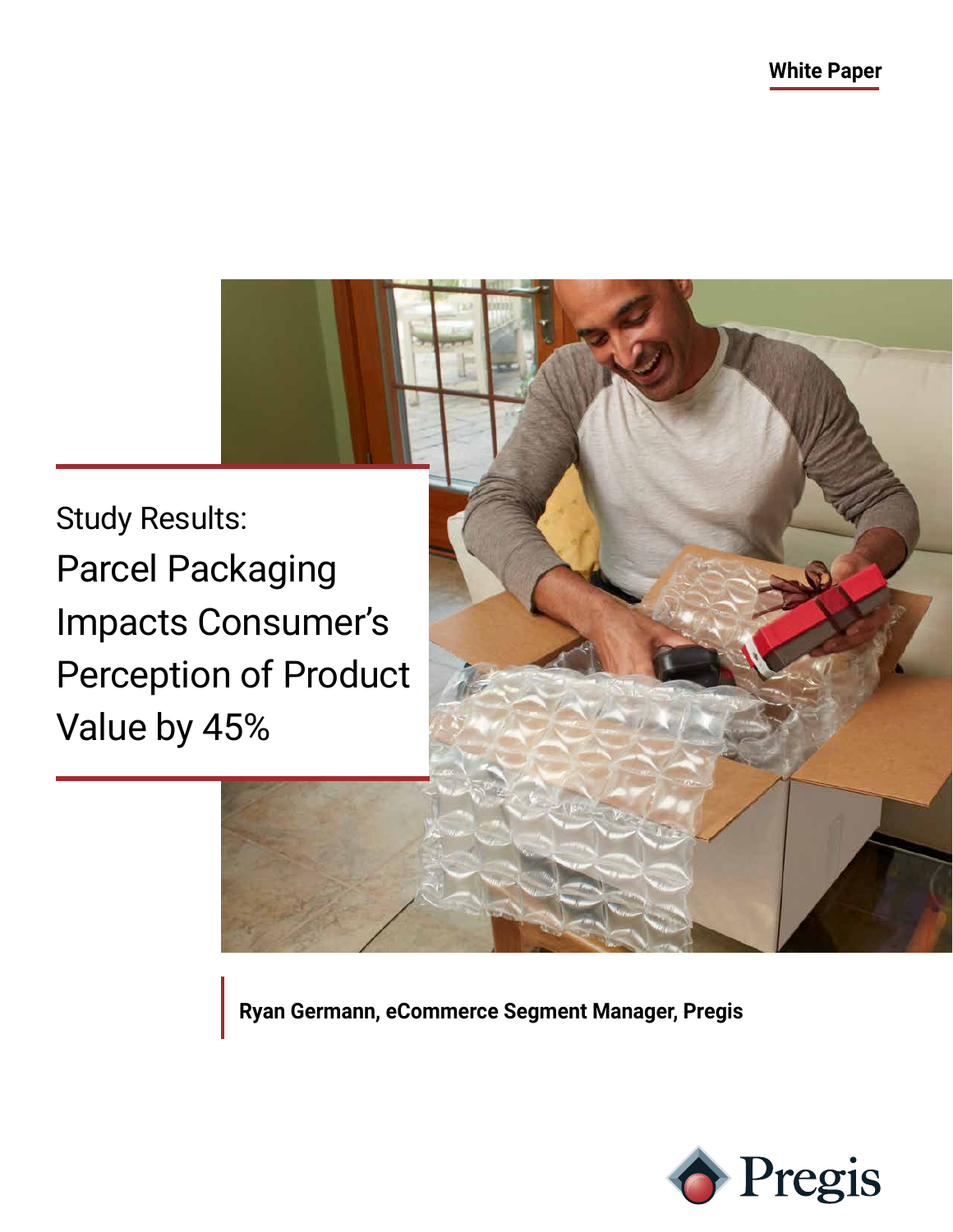White Paper

# Study Results: Parcel Packaging Impacts Consumer's Perception of Product Value by 45%

**Ryan Germann, eCommerce Segment Manager, Pregis**

Pregis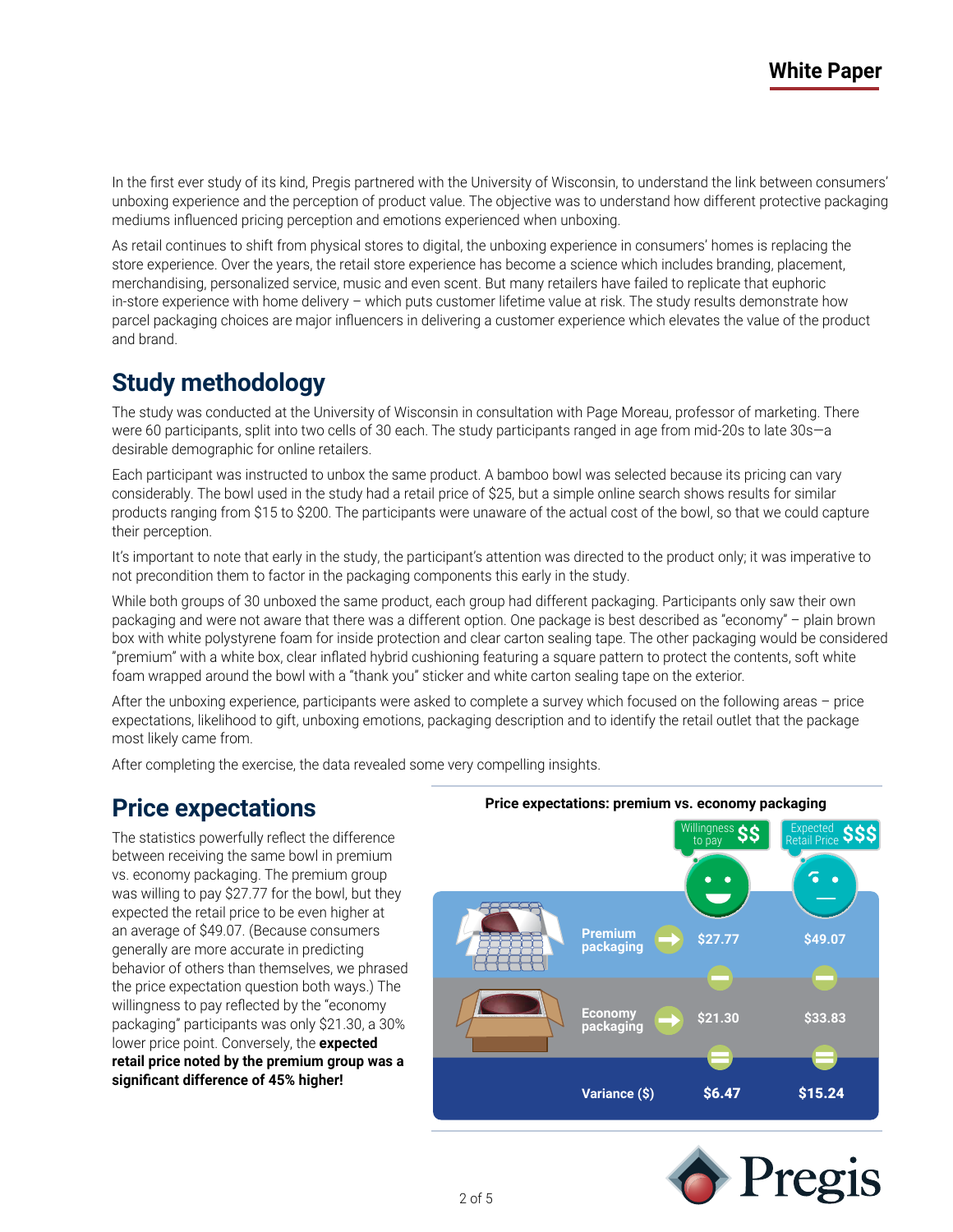In the first ever study of its kind, Pregis partnered with the University of Wisconsin, to understand the link between consumers' unboxing experience and the perception of product value. The objective was to understand how different protective packaging mediums influenced pricing perception and emotions experienced when unboxing.

As retail continues to shift from physical stores to digital, the unboxing experience in consumers' homes is replacing the store experience. Over the years, the retail store experience has become a science which includes branding, placement, merchandising, personalized service, music and even scent. But many retailers have failed to replicate that euphoric in-store experience with home delivery – which puts customer lifetime value at risk. The study results demonstrate how parcel packaging choices are major influencers in delivering a customer experience which elevates the value of the product and brand.

## Study methodology

The study was conducted at the University of Wisconsin in consultation with Page Moreau, professor of marketing. There were 60 participants, split into two cells of 30 each. The study participants ranged in age from mid-20s to late 30s—a desirable demographic for online retailers.

Each participant was instructed to unbox the same product. A bamboo bowl was selected because its pricing can vary considerably. The bowl used in the study had a retail price of $25, but a simple online search shows results for similar products ranging from $15 to $200. The participants were unaware of the actual cost of the bowl, so that we could capture their perception.

It's important to note that early in the study, the participant's attention was directed to the product only; it was imperative to not precondition them to factor in the packaging components this early in the study.

While both groups of 30 unboxed the same product, each group had different packaging. Participants only saw their own packaging and were not aware that there was a different option. One package is best described as "economy" – plain brown box with white polystyrene foam for inside protection and clear carton sealing tape. The other packaging would be considered "premium" with a white box, clear inflated hybrid cushioning featuring a square pattern to protect the contents, soft white foam wrapped around the bowl with a "thank you" sticker and white carton sealing tape on the exterior.

After the unboxing experience, participants were asked to complete a survey which focused on the following areas – price expectations, likelihood to gift, unboxing emotions, packaging description and to identify the retail outlet that the package most likely came from.

After completing the exercise, the data revealed some very compelling insights.

## Price expectations

The statistics powerfully reflect the difference between receiving the same bowl in premium vs. economy packaging. The premium group was willing to pay $27.77 for the bowl, but they expected the retail price to be even higher at an average of $49.07. (Because consumers generally are more accurate in predicting behavior of others than themselves, we phrased the price expectation question both ways.) The willingness to pay reflected by the "economy packaging" participants was only $21.30, a 30% lower price point. Conversely, the **expected retail price noted by the premium group was a significant difference of 45% higher!**

**Price expectations: premium vs. economy packaging**

| | Willingness to pay $$ | Expected Retail Price $$$ |
|---|---|---|
| Premium packaging | $27.77 | $49.07 |
| Economy packaging | $21.30 | $33.83 |
| Variance ($) | $6.47 | $15.24 |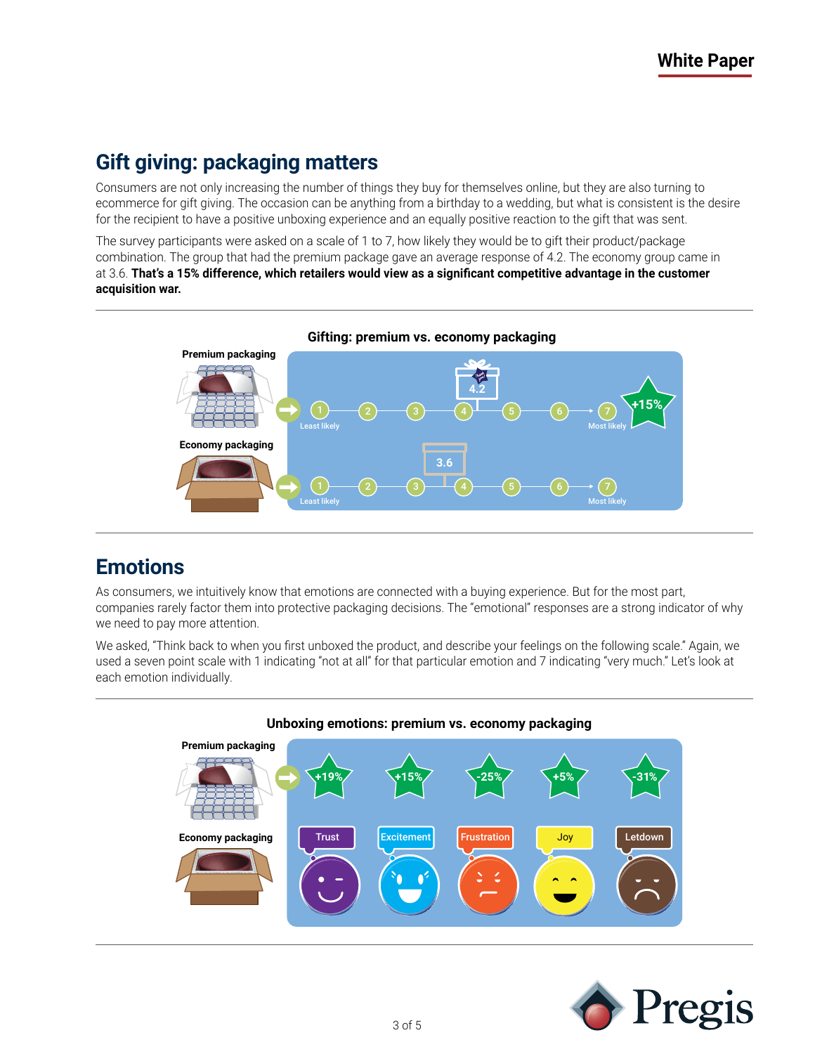## Gift giving: packaging matters

Consumers are not only increasing the number of things they buy for themselves online, but they are also turning to ecommerce for gift giving. The occasion can be anything from a birthday to a wedding, but what is consistent is the desire for the recipient to have a positive unboxing experience and an equally positive reaction to the gift that was sent.

The survey participants were asked on a scale of 1 to 7, how likely they would be to gift their product/package combination. The group that had the premium package gave an average response of 4.2. The economy group came in at 3.6. **That's a 15% difference, which retailers would view as a significant competitive advantage in the customer acquisition war.**

**Gifting: premium vs. economy packaging**

| | Score (1 = Least likely, 7 = Most likely) | Difference |
|---|---|---|
| Premium packaging | 4.2 | +15% |
| Economy packaging | 3.6 | |

## Emotions

As consumers, we intuitively know that emotions are connected with a buying experience. But for the most part, companies rarely factor them into protective packaging decisions. The "emotional" responses are a strong indicator of why we need to pay more attention.

We asked, "Think back to when you first unboxed the product, and describe your feelings on the following scale." Again, we used a seven point scale with 1 indicating "not at all" for that particular emotion and 7 indicating "very much." Let's look at each emotion individually.

**Unboxing emotions: premium vs. economy packaging**

| | Trust | Excitement | Frustration | Joy | Letdown |
|---|---|---|---|---|---|
| Premium packaging (vs. Economy packaging) | +19% | +15% | -25% | +5% | -31% |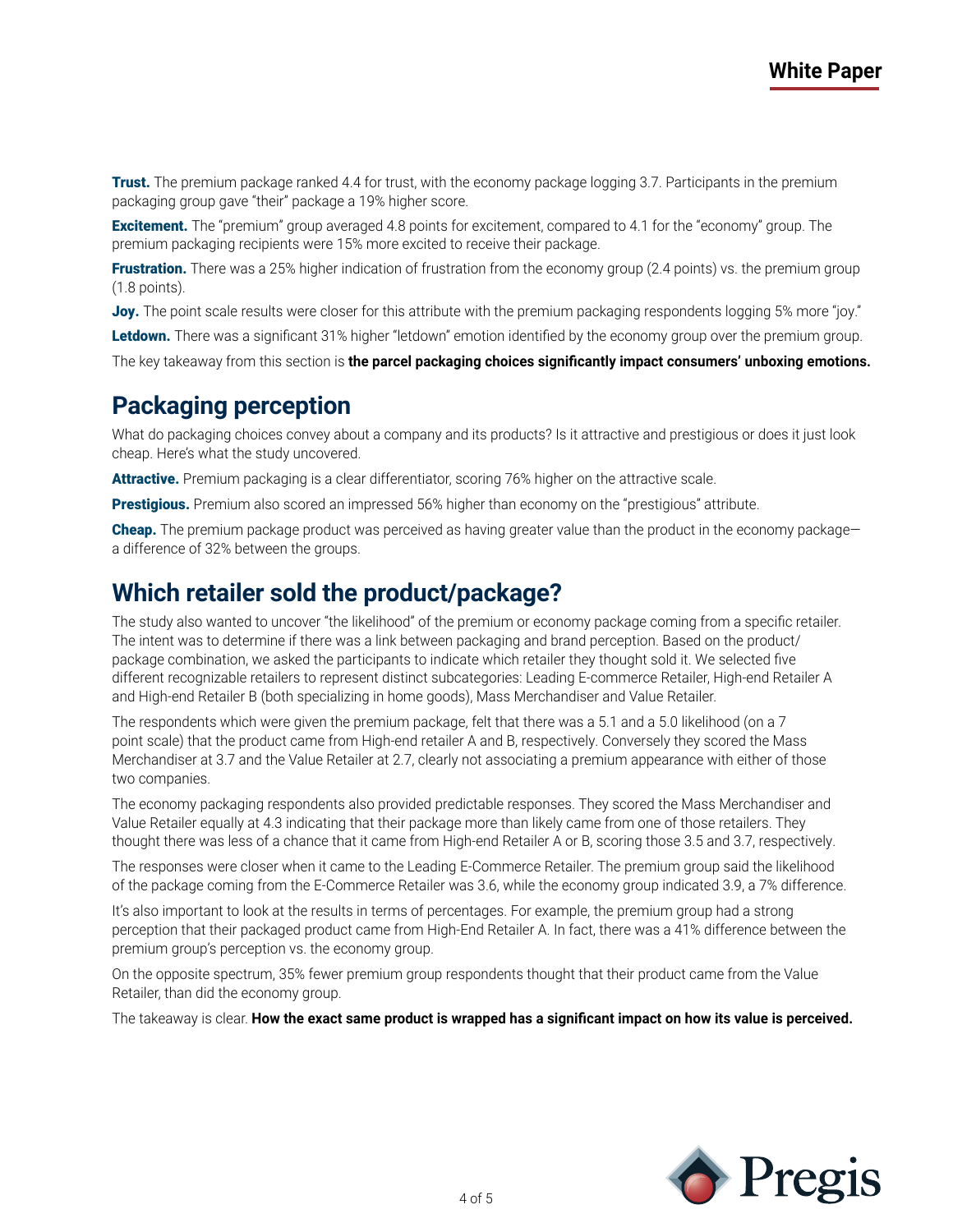**Trust.** The premium package ranked 4.4 for trust, with the economy package logging 3.7. Participants in the premium packaging group gave "their" package a 19% higher score.

**Excitement.** The "premium" group averaged 4.8 points for excitement, compared to 4.1 for the "economy" group. The premium packaging recipients were 15% more excited to receive their package.

**Frustration.** There was a 25% higher indication of frustration from the economy group (2.4 points) vs. the premium group (1.8 points).

**Joy.** The point scale results were closer for this attribute with the premium packaging respondents logging 5% more "joy."

**Letdown.** There was a significant 31% higher "letdown" emotion identified by the economy group over the premium group.

The key takeaway from this section is **the parcel packaging choices significantly impact consumers' unboxing emotions.**

## Packaging perception

What do packaging choices convey about a company and its products? Is it attractive and prestigious or does it just look cheap. Here's what the study uncovered.

**Attractive.** Premium packaging is a clear differentiator, scoring 76% higher on the attractive scale.

**Prestigious.** Premium also scored an impressed 56% higher than economy on the "prestigious" attribute.

**Cheap.** The premium package product was perceived as having greater value than the product in the economy package—a difference of 32% between the groups.

## Which retailer sold the product/package?

The study also wanted to uncover "the likelihood" of the premium or economy package coming from a specific retailer. The intent was to determine if there was a link between packaging and brand perception. Based on the product/package combination, we asked the participants to indicate which retailer they thought sold it. We selected five different recognizable retailers to represent distinct subcategories: Leading E-commerce Retailer, High-end Retailer A and High-end Retailer B (both specializing in home goods), Mass Merchandiser and Value Retailer.

The respondents which were given the premium package, felt that there was a 5.1 and a 5.0 likelihood (on a 7 point scale) that the product came from High-end retailer A and B, respectively. Conversely they scored the Mass Merchandiser at 3.7 and the Value Retailer at 2.7, clearly not associating a premium appearance with either of those two companies.

The economy packaging respondents also provided predictable responses. They scored the Mass Merchandiser and Value Retailer equally at 4.3 indicating that their package more than likely came from one of those retailers. They thought there was less of a chance that it came from High-end Retailer A or B, scoring those 3.5 and 3.7, respectively.

The responses were closer when it came to the Leading E-Commerce Retailer. The premium group said the likelihood of the package coming from the E-Commerce Retailer was 3.6, while the economy group indicated 3.9, a 7% difference.

It's also important to look at the results in terms of percentages. For example, the premium group had a strong perception that their packaged product came from High-End Retailer A. In fact, there was a 41% difference between the premium group's perception vs. the economy group.

On the opposite spectrum, 35% fewer premium group respondents thought that their product came from the Value Retailer, than did the economy group.

The takeaway is clear. **How the exact same product is wrapped has a significant impact on how its value is perceived.**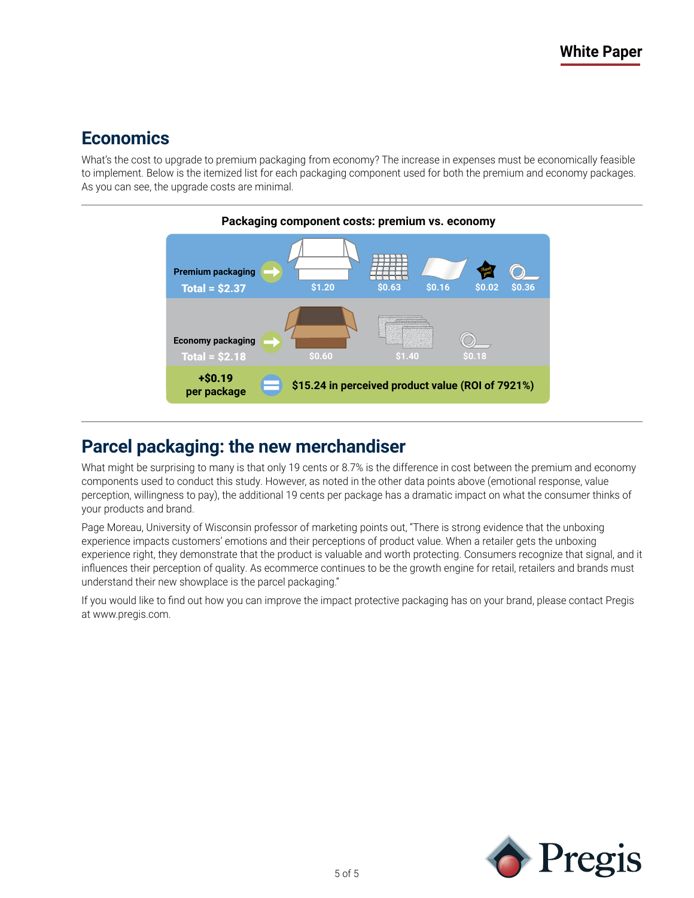## Economics

What's the cost to upgrade to premium packaging from economy? The increase in expenses must be economically feasible to implement. Below is the itemized list for each packaging component used for both the premium and economy packages. As you can see, the upgrade costs are minimal.

**Packaging component costs: premium vs. economy**

Premium packaging
Total = $2.37
$1.20
$0.63
$0.16
$0.02
$0.36

Economy packaging
Total = $2.18
$0.60
$1.40
$0.18

+$0.19 per package
$15.24 in perceived product value (ROI of 7921%)

## Parcel packaging: the new merchandiser

What might be surprising to many is that only 19 cents or 8.7% is the difference in cost between the premium and economy components used to conduct this study. However, as noted in the other data points above (emotional response, value perception, willingness to pay), the additional 19 cents per package has a dramatic impact on what the consumer thinks of your products and brand.

Page Moreau, University of Wisconsin professor of marketing points out, "There is strong evidence that the unboxing experience impacts customers' emotions and their perceptions of product value. When a retailer gets the unboxing experience right, they demonstrate that the product is valuable and worth protecting. Consumers recognize that signal, and it influences their perception of quality. As ecommerce continues to be the growth engine for retail, retailers and brands must understand their new showplace is the parcel packaging."

If you would like to find out how you can improve the impact protective packaging has on your brand, please contact Pregis at www.pregis.com.